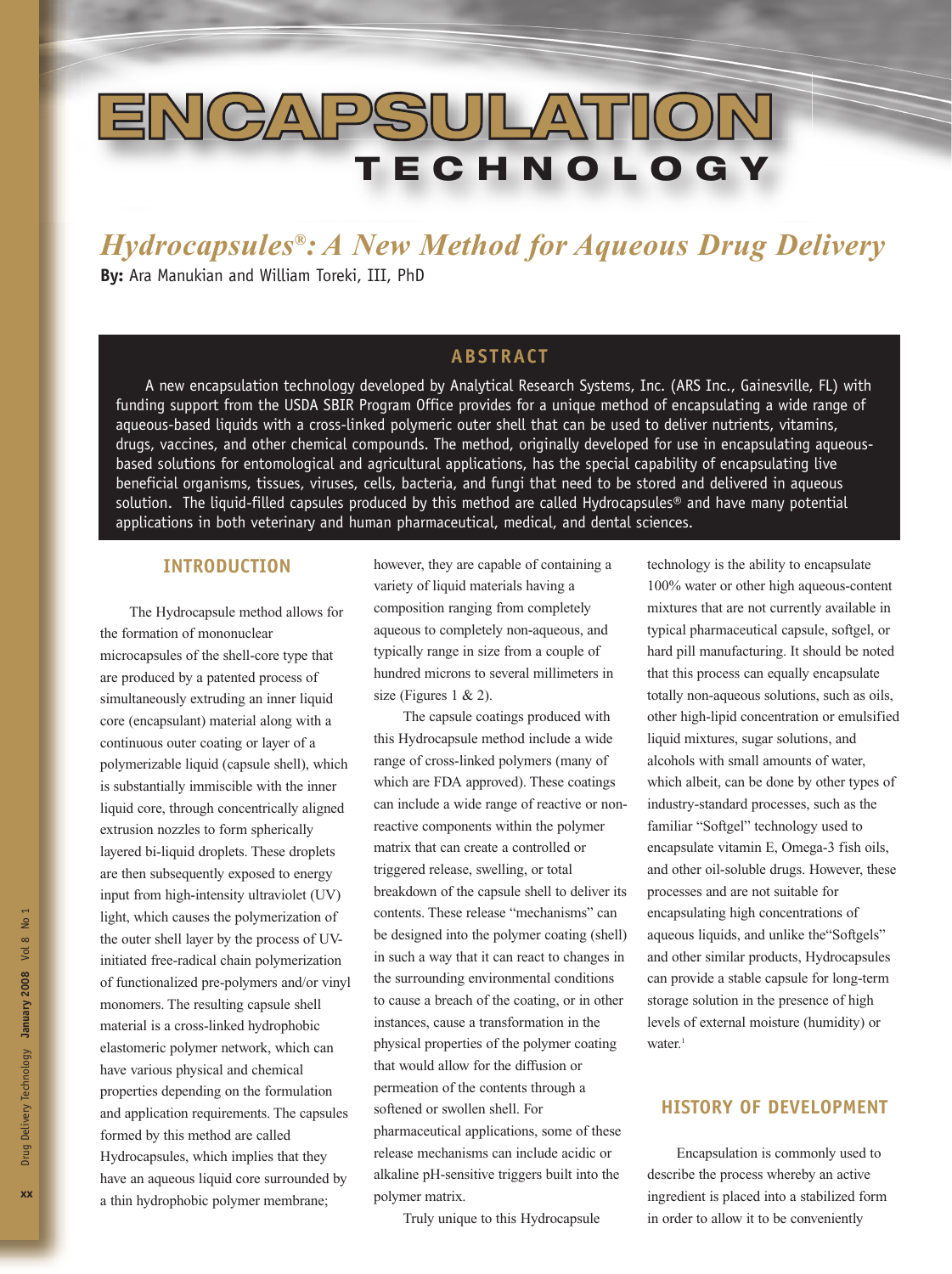# ENCAPSULATION TECHNOLOGY

## *Hydrocapsules®: A New Method for Aqueous Drug Delivery*

**By:** Ara Manukian and William Toreki, III, PhD

### ABSTRACT

A new encapsulation technology developed by Analytical Research Systems, Inc. (ARS Inc., Gainesville, FL) with funding support from the USDA SBIR Program Office provides for a unique method of encapsulating a wide range of aqueous-based liquids with a cross-linked polymeric outer shell that can be used to deliver nutrients, vitamins, drugs, vaccines, and other chemical compounds. The method, originally developed for use in encapsulating aqueous-based solutions for entomological and agricultural applications, has the special capability of encapsulating live beneficial organisms, tissues, viruses, cells, bacteria, and fungi that need to be stored and delivered in aqueous solution. The liquid-filled capsules produced by this method are called Hydrocapsules® and have many potential applications in both veterinary and human pharmaceutical, medical, and dental sciences.

### INTRODUCTION

The Hydrocapsule method allows for the formation of mononuclear microcapsules of the shell-core type that are produced by a patented process of simultaneously extruding an inner liquid core (encapsulant) material along with a continuous outer coating or layer of a polymerizable liquid (capsule shell), which is substantially immiscible with the inner liquid core, through concentrically aligned extrusion nozzles to form spherically layered bi-liquid droplets. These droplets are then subsequently exposed to energy input from high-intensity ultraviolet (UV) light, which causes the polymerization of the outer shell layer by the process of UV-initiated free-radical chain polymerization of functionalized pre-polymers and/or vinyl monomers. The resulting capsule shell material is a cross-linked hydrophobic elastomeric polymer network, which can have various physical and chemical properties depending on the formulation and application requirements. The capsules formed by this method are called Hydrocapsules, which implies that they have an aqueous liquid core surrounded by a thin hydrophobic polymer membrane; however, they are capable of containing a variety of liquid materials having a composition ranging from completely aqueous to completely non-aqueous, and typically range in size from a couple of hundred microns to several millimeters in size (Figures 1 & 2).

The capsule coatings produced with this Hydrocapsule method include a wide range of cross-linked polymers (many of which are FDA approved). These coatings can include a wide range of reactive or non-reactive components within the polymer matrix that can create a controlled or triggered release, swelling, or total breakdown of the capsule shell to deliver its contents. These release "mechanisms" can be designed into the polymer coating (shell) in such a way that it can react to changes in the surrounding environmental conditions to cause a breach of the coating, or in other instances, cause a transformation in the physical properties of the polymer coating that would allow for the diffusion or permeation of the contents through a softened or swollen shell. For pharmaceutical applications, some of these release mechanisms can include acidic or alkaline pH-sensitive triggers built into the polymer matrix.

Truly unique to this Hydrocapsule technology is the ability to encapsulate 100% water or other high aqueous-content mixtures that are not currently available in typical pharmaceutical capsule, softgel, or hard pill manufacturing. It should be noted that this process can equally encapsulate totally non-aqueous solutions, such as oils, other high-lipid concentration or emulsified liquid mixtures, sugar solutions, and alcohols with small amounts of water, which albeit, can be done by other types of industry-standard processes, such as the familiar "Softgel" technology used to encapsulate vitamin E, Omega-3 fish oils, and other oil-soluble drugs. However, these processes and are not suitable for encapsulating high concentrations of aqueous liquids, and unlike the"Softgels" and other similar products, Hydrocapsules can provide a stable capsule for long-term storage solution in the presence of high levels of external moisture (humidity) or water.[1]

### HISTORY OF DEVELOPMENT

Encapsulation is commonly used to describe the process whereby an active ingredient is placed into a stabilized form in order to allow it to be conveniently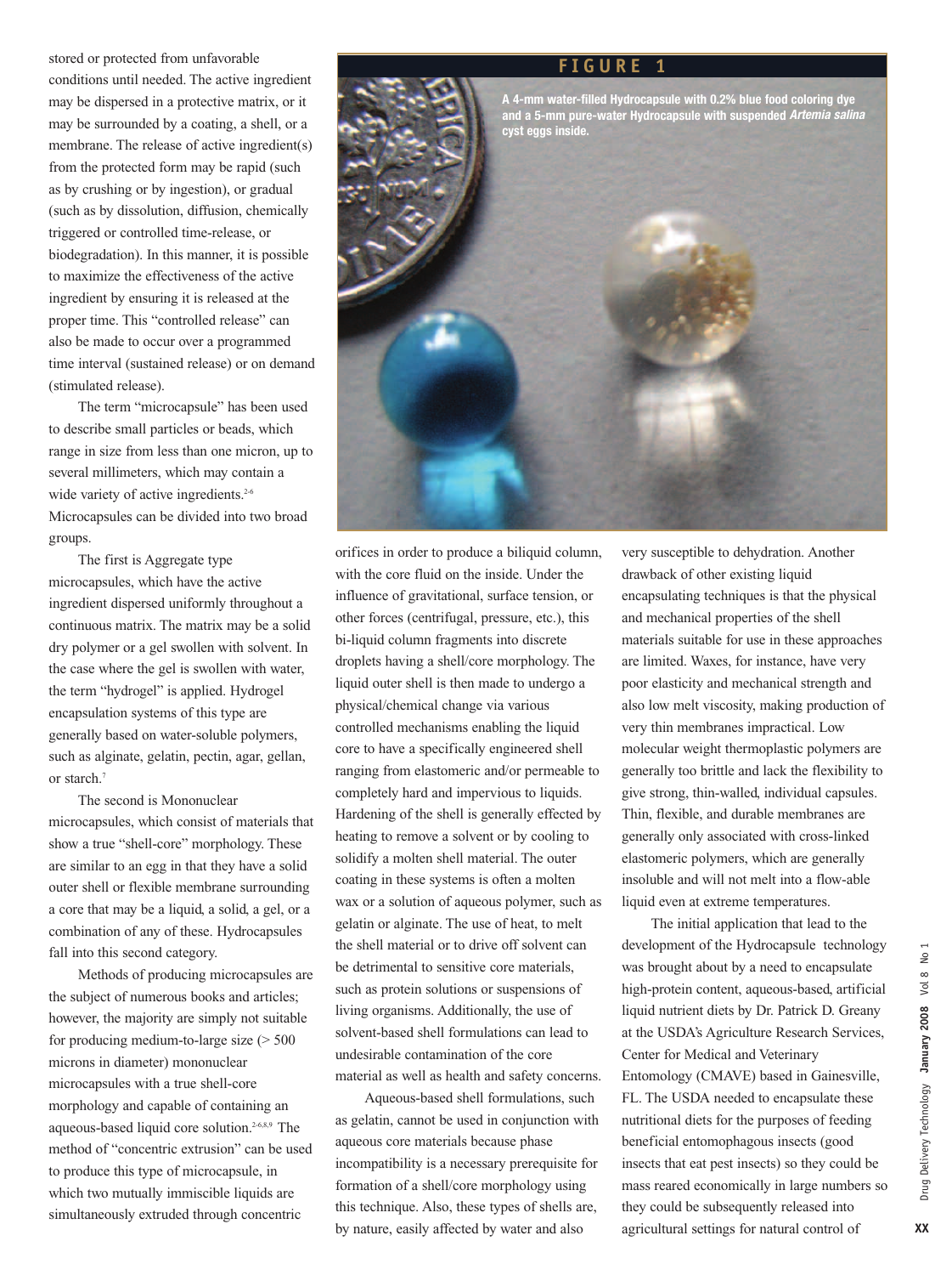stored or protected from unfavorable conditions until needed. The active ingredient may be dispersed in a protective matrix, or it may be surrounded by a coating, a shell, or a membrane. The release of active ingredient(s) from the protected form may be rapid (such as by crushing or by ingestion), or gradual (such as by dissolution, diffusion, chemically triggered or controlled time-release, or biodegradation). In this manner, it is possible to maximize the effectiveness of the active ingredient by ensuring it is released at the proper time. This "controlled release" can also be made to occur over a programmed time interval (sustained release) or on demand (stimulated release).

The term "microcapsule" has been used to describe small particles or beads, which range in size from less than one micron, up to several millimeters, which may contain a wide variety of active ingredients.[2-6] Microcapsules can be divided into two broad groups.

The first is Aggregate type microcapsules, which have the active ingredient dispersed uniformly throughout a continuous matrix. The matrix may be a solid dry polymer or a gel swollen with solvent. In the case where the gel is swollen with water, the term "hydrogel" is applied. Hydrogel encapsulation systems of this type are generally based on water-soluble polymers, such as alginate, gelatin, pectin, agar, gellan, or starch.[7]

The second is Mononuclear microcapsules, which consist of materials that show a true "shell-core" morphology. These are similar to an egg in that they have a solid outer shell or flexible membrane surrounding a core that may be a liquid, a solid, a gel, or a combination of any of these. Hydrocapsules fall into this second category.

Methods of producing microcapsules are the subject of numerous books and articles; however, the majority are simply not suitable for producing medium-to-large size (> 500 microns in diameter) mononuclear microcapsules with a true shell-core morphology and capable of containing an aqueous-based liquid core solution.[2-6,8,9] The method of "concentric extrusion" can be used to produce this type of microcapsule, in which two mutually immiscible liquids are simultaneously extruded through concentric orifices in order to produce a biliquid column, with the core fluid on the inside. Under the influence of gravitational, surface tension, or other forces (centrifugal, pressure, etc.), this bi-liquid column fragments into discrete droplets having a shell/core morphology. The liquid outer shell is then made to undergo a physical/chemical change via various controlled mechanisms enabling the liquid core to have a specifically engineered shell ranging from elastomeric and/or permeable to completely hard and impervious to liquids. Hardening of the shell is generally effected by heating to remove a solvent or by cooling to solidify a molten shell material. The outer coating in these systems is often a molten wax or a solution of aqueous polymer, such as gelatin or alginate. The use of heat, to melt the shell material or to drive off solvent can be detrimental to sensitive core materials, such as protein solutions or suspensions of living organisms. Additionally, the use of solvent-based shell formulations can lead to undesirable contamination of the core material as well as health and safety concerns.

Aqueous-based shell formulations, such as gelatin, cannot be used in conjunction with aqueous core materials because phase incompatibility is a necessary prerequisite for formation of a shell/core morphology using this technique. Also, these types of shells are, by nature, easily affected by water and also very susceptible to dehydration. Another drawback of other existing liquid encapsulating techniques is that the physical and mechanical properties of the shell materials suitable for use in these approaches are limited. Waxes, for instance, have very poor elasticity and mechanical strength and also low melt viscosity, making production of very thin membranes impractical. Low molecular weight thermoplastic polymers are generally too brittle and lack the flexibility to give strong, thin-walled, individual capsules. Thin, flexible, and durable membranes are generally only associated with cross-linked elastomeric polymers, which are generally insoluble and will not melt into a flow-able liquid even at extreme temperatures.

The initial application that lead to the development of the Hydrocapsule technology was brought about by a need to encapsulate high-protein content, aqueous-based, artificial liquid nutrient diets by Dr. Patrick D. Greany at the USDA's Agriculture Research Services, Center for Medical and Veterinary Entomology (CMAVE) based in Gainesville, FL. The USDA needed to encapsulate these nutritional diets for the purposes of feeding beneficial entomophagous insects (good insects that eat pest insects) so they could be mass reared economically in large numbers so they could be subsequently released into agricultural settings for natural control of

**FIGURE 1**

A 4-mm water-filled Hydrocapsule with 0.2% blue food coloring dye and a 5-mm pure-water Hydrocapsule with suspended *Artemia salina* cyst eggs inside.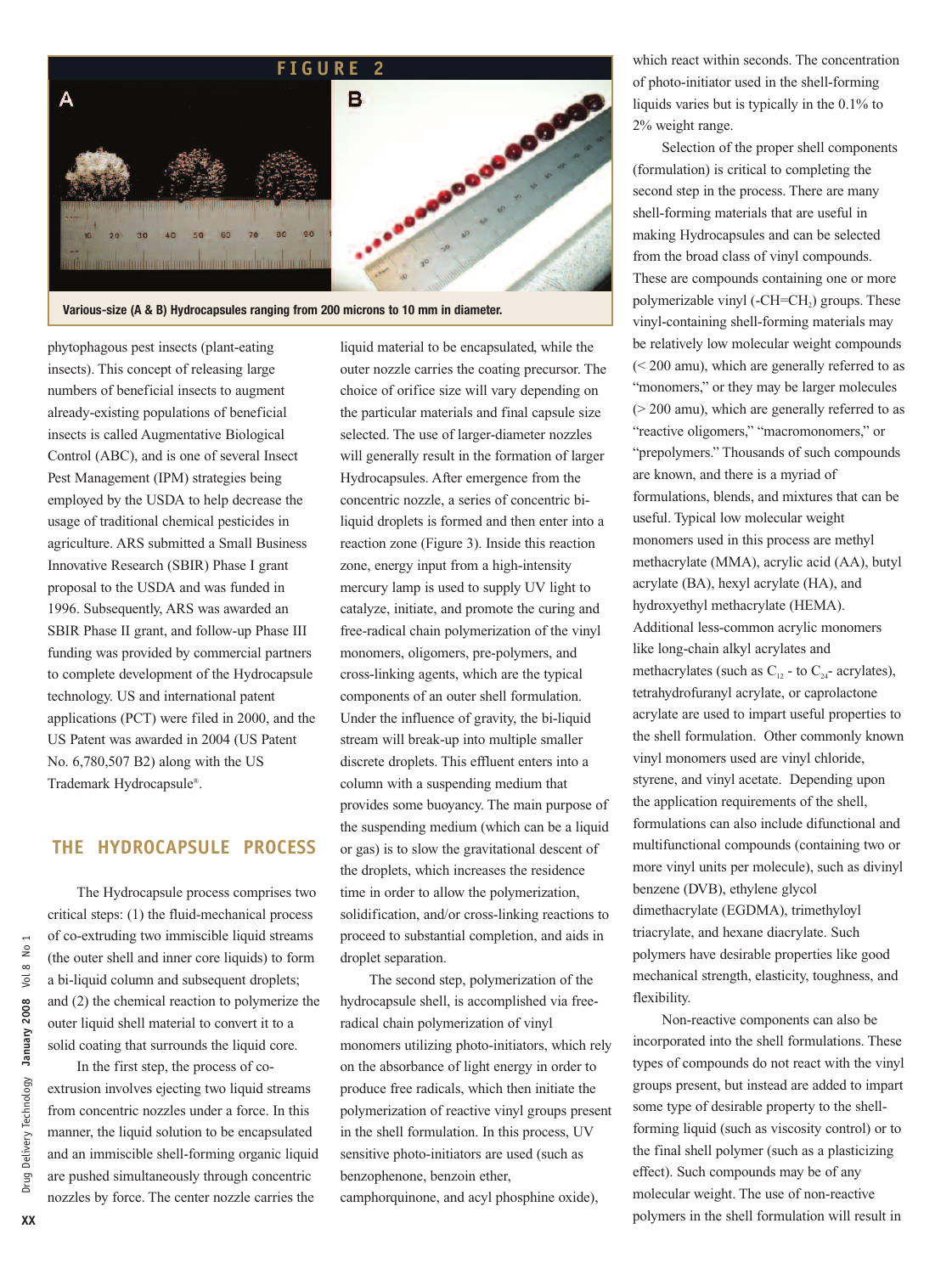FIGURE 2

Various-size (A & B) Hydrocapsules ranging from 200 microns to 10 mm in diameter.

phytophagous pest insects (plant-eating insects). This concept of releasing large numbers of beneficial insects to augment already-existing populations of beneficial insects is called Augmentative Biological Control (ABC), and is one of several Insect Pest Management (IPM) strategies being employed by the USDA to help decrease the usage of traditional chemical pesticides in agriculture. ARS submitted a Small Business Innovative Research (SBIR) Phase I grant proposal to the USDA and was funded in 1996. Subsequently, ARS was awarded an SBIR Phase II grant, and follow-up Phase III funding was provided by commercial partners to complete development of the Hydrocapsule technology. US and international patent applications (PCT) were filed in 2000, and the US Patent was awarded in 2004 (US Patent No. 6,780,507 B2) along with the US Trademark Hydrocapsule®.

## THE HYDROCAPSULE PROCESS

The Hydrocapsule process comprises two critical steps: (1) the fluid-mechanical process of co-extruding two immiscible liquid streams (the outer shell and inner core liquids) to form a bi-liquid column and subsequent droplets; and (2) the chemical reaction to polymerize the outer liquid shell material to convert it to a solid coating that surrounds the liquid core.

In the first step, the process of co-extrusion involves ejecting two liquid streams from concentric nozzles under a force. In this manner, the liquid solution to be encapsulated and an immiscible shell-forming organic liquid are pushed simultaneously through concentric nozzles by force. The center nozzle carries the liquid material to be encapsulated, while the outer nozzle carries the coating precursor. The choice of orifice size will vary depending on the particular materials and final capsule size selected. The use of larger-diameter nozzles will generally result in the formation of larger Hydrocapsules. After emergence from the concentric nozzle, a series of concentric bi-liquid droplets is formed and then enter into a reaction zone (Figure 3). Inside this reaction zone, energy input from a high-intensity mercury lamp is used to supply UV light to catalyze, initiate, and promote the curing and free-radical chain polymerization of the vinyl monomers, oligomers, pre-polymers, and cross-linking agents, which are the typical components of an outer shell formulation. Under the influence of gravity, the bi-liquid stream will break-up into multiple smaller discrete droplets. This effluent enters into a column with a suspending medium that provides some buoyancy. The main purpose of the suspending medium (which can be a liquid or gas) is to slow the gravitational descent of the droplets, which increases the residence time in order to allow the polymerization, solidification, and/or cross-linking reactions to proceed to substantial completion, and aids in droplet separation.

The second step, polymerization of the hydrocapsule shell, is accomplished via free-radical chain polymerization of vinyl monomers utilizing photo-initiators, which rely on the absorbance of light energy in order to produce free radicals, which then initiate the polymerization of reactive vinyl groups present in the shell formulation. In this process, UV sensitive photo-initiators are used (such as benzophenone, benzoin ether, camphorquinone, and acyl phosphine oxide), which react within seconds. The concentration of photo-initiator used in the shell-forming liquids varies but is typically in the 0.1% to 2% weight range.

Selection of the proper shell components (formulation) is critical to completing the second step in the process. There are many shell-forming materials that are useful in making Hydrocapsules and can be selected from the broad class of vinyl compounds. These are compounds containing one or more polymerizable vinyl (-$CH{=}CH_2$) groups. These vinyl-containing shell-forming materials may be relatively low molecular weight compounds (< 200 amu), which are generally referred to as "monomers," or they may be larger molecules (> 200 amu), which are generally referred to as "reactive oligomers," "macromonomers," or "prepolymers." Thousands of such compounds are known, and there is a myriad of formulations, blends, and mixtures that can be useful. Typical low molecular weight monomers used in this process are methyl methacrylate (MMA), acrylic acid (AA), butyl acrylate (BA), hexyl acrylate (HA), and hydroxyethyl methacrylate (HEMA). Additional less-common acrylic monomers like long-chain alkyl acrylates and methacrylates (such as $C_{12}$ - to $C_{24}$- acrylates), tetrahydrofuranyl acrylate, or caprolactone acrylate are used to impart useful properties to the shell formulation. Other commonly known vinyl monomers used are vinyl chloride, styrene, and vinyl acetate. Depending upon the application requirements of the shell, formulations can also include difunctional and multifunctional compounds (containing two or more vinyl units per molecule), such as divinyl benzene (DVB), ethylene glycol dimethacrylate (EGDMA), trimethyloyl triacrylate, and hexane diacrylate. Such polymers have desirable properties like good mechanical strength, elasticity, toughness, and flexibility.

Non-reactive components can also be incorporated into the shell formulations. These types of compounds do not react with the vinyl groups present, but instead are added to impart some type of desirable property to the shell-forming liquid (such as viscosity control) or to the final shell polymer (such as a plasticizing effect). Such compounds may be of any molecular weight. The use of non-reactive polymers in the shell formulation will result in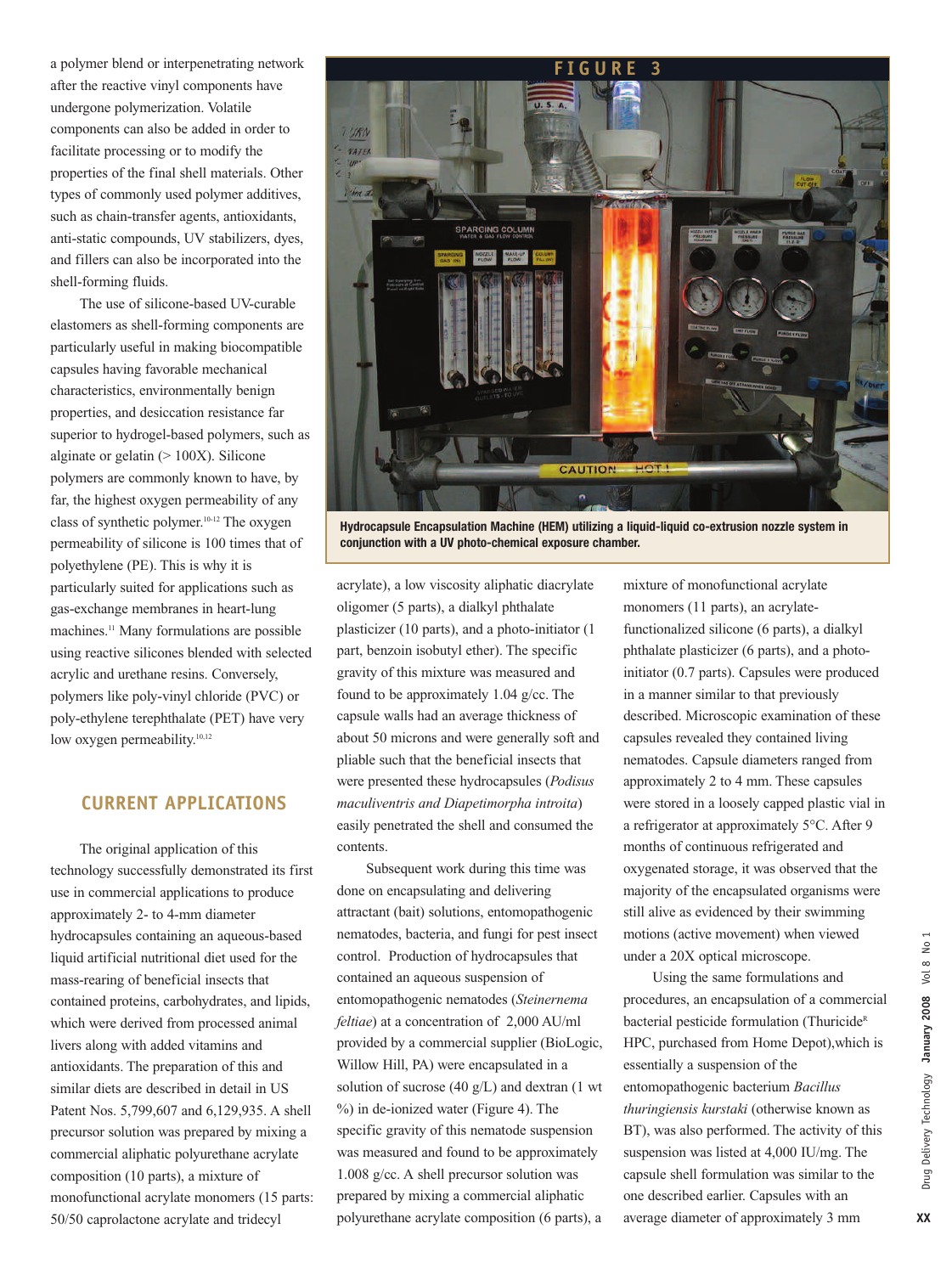a polymer blend or interpenetrating network after the reactive vinyl components have undergone polymerization. Volatile components can also be added in order to facilitate processing or to modify the properties of the final shell materials. Other types of commonly used polymer additives, such as chain-transfer agents, antioxidants, anti-static compounds, UV stabilizers, dyes, and fillers can also be incorporated into the shell-forming fluids.

The use of silicone-based UV-curable elastomers as shell-forming components are particularly useful in making biocompatible capsules having favorable mechanical characteristics, environmentally benign properties, and desiccation resistance far superior to hydrogel-based polymers, such as alginate or gelatin (> 100X). Silicone polymers are commonly known to have, by far, the highest oxygen permeability of any class of synthetic polymer.[10-12] The oxygen permeability of silicone is 100 times that of polyethylene (PE). This is why it is particularly suited for applications such as gas-exchange membranes in heart-lung machines.[11] Many formulations are possible using reactive silicones blended with selected acrylic and urethane resins. Conversely, polymers like poly-vinyl chloride (PVC) or poly-ethylene terephthalate (PET) have very low oxygen permeability.[10,12]

**FIGURE 3**

Hydrocapsule Encapsulation Machine (HEM) utilizing a liquid-liquid co-extrusion nozzle system in conjunction with a UV photo-chemical exposure chamber.

## CURRENT APPLICATIONS

The original application of this technology successfully demonstrated its first use in commercial applications to produce approximately 2- to 4-mm diameter hydrocapsules containing an aqueous-based liquid artificial nutritional diet used for the mass-rearing of beneficial insects that contained proteins, carbohydrates, and lipids, which were derived from processed animal livers along with added vitamins and antioxidants. The preparation of this and similar diets are described in detail in US Patent Nos. 5,799,607 and 6,129,935. A shell precursor solution was prepared by mixing a commercial aliphatic polyurethane acrylate composition (10 parts), a mixture of monofunctional acrylate monomers (15 parts: 50/50 caprolactone acrylate and tridecyl acrylate), a low viscosity aliphatic diacrylate oligomer (5 parts), a dialkyl phthalate plasticizer (10 parts), and a photo-initiator (1 part, benzoin isobutyl ether). The specific gravity of this mixture was measured and found to be approximately 1.04 g/cc. The capsule walls had an average thickness of about 50 microns and were generally soft and pliable such that the beneficial insects that were presented these hydrocapsules (*Podisus maculiventris and Diapetimorpha introita*) easily penetrated the shell and consumed the contents.

Subsequent work during this time was done on encapsulating and delivering attractant (bait) solutions, entomopathogenic nematodes, bacteria, and fungi for pest insect control. Production of hydrocapsules that contained an aqueous suspension of entomopathogenic nematodes (*Steinernema feltiae*) at a concentration of 2,000 AU/ml provided by a commercial supplier (BioLogic, Willow Hill, PA) were encapsulated in a solution of sucrose (40 g/L) and dextran (1 wt %) in de-ionized water (Figure 4). The specific gravity of this nematode suspension was measured and found to be approximately 1.008 g/cc. A shell precursor solution was prepared by mixing a commercial aliphatic polyurethane acrylate composition (6 parts), a mixture of monofunctional acrylate monomers (11 parts), an acrylate-functionalized silicone (6 parts), a dialkyl phthalate plasticizer (6 parts), and a photo-initiator (0.7 parts). Capsules were produced in a manner similar to that previously described. Microscopic examination of these capsules revealed they contained living nematodes. Capsule diameters ranged from approximately 2 to 4 mm. These capsules were stored in a loosely capped plastic vial in a refrigerator at approximately 5°C. After 9 months of continuous refrigerated and oxygenated storage, it was observed that the majority of the encapsulated organisms were still alive as evidenced by their swimming motions (active movement) when viewed under a 20X optical microscope.

Using the same formulations and procedures, an encapsulation of a commercial bacterial pesticide formulation (Thuricide[R] HPC, purchased from Home Depot),which is essentially a suspension of the entomopathogenic bacterium *Bacillus thuringiensis kurstaki* (otherwise known as BT), was also performed. The activity of this suspension was listed at 4,000 IU/mg. The capsule shell formulation was similar to the one described earlier. Capsules with an average diameter of approximately 3 mm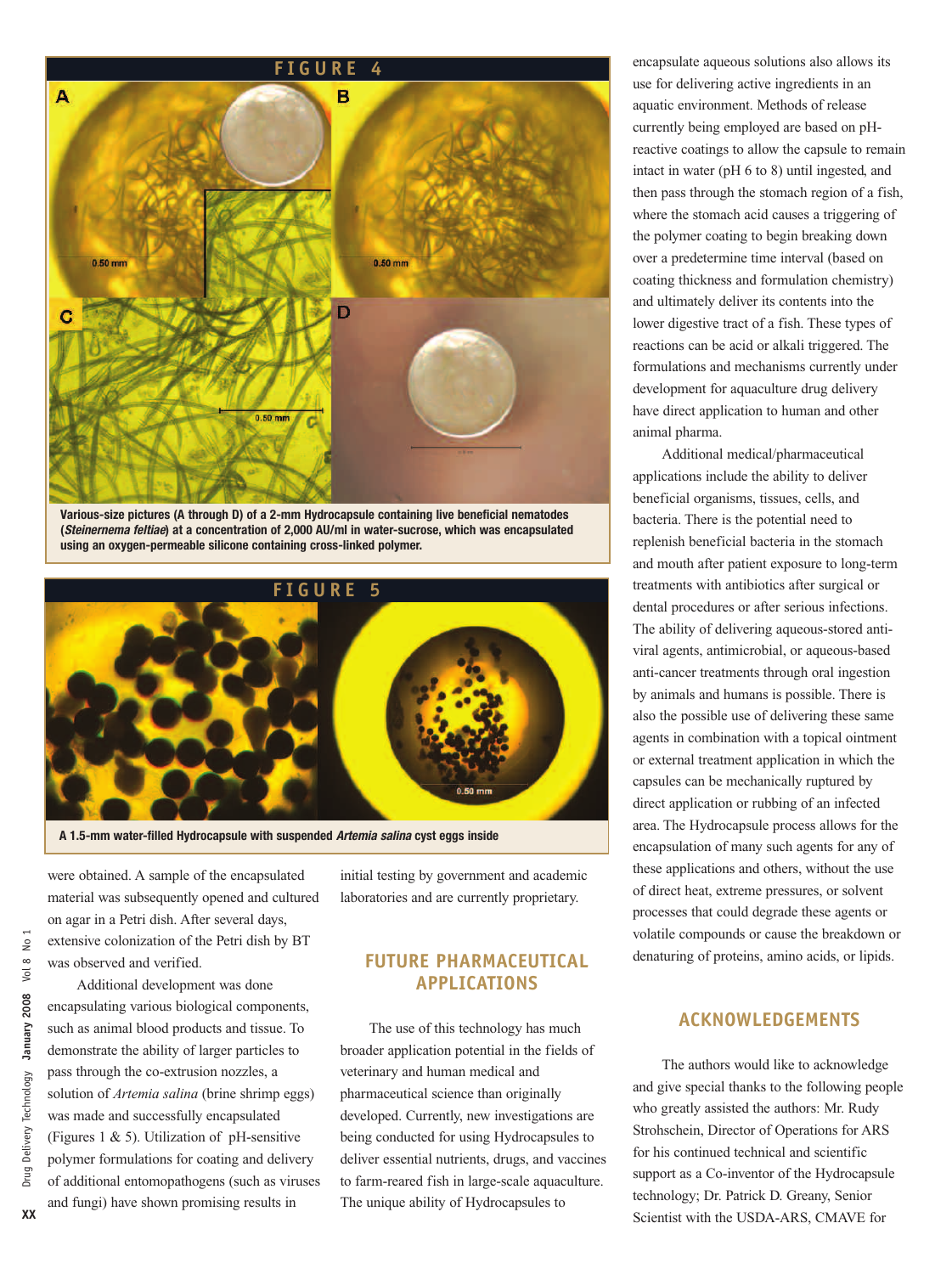## FIGURE 4

Various-size pictures (A through D) of a 2-mm Hydrocapsule containing live beneficial nematodes (*Steinernema feltiae*) at a concentration of 2,000 AU/ml in water-sucrose, which was encapsulated using an oxygen-permeable silicone containing cross-linked polymer.

## FIGURE 5

A 1.5-mm water-filled Hydrocapsule with suspended *Artemia salina* cyst eggs inside

were obtained. A sample of the encapsulated material was subsequently opened and cultured on agar in a Petri dish. After several days, extensive colonization of the Petri dish by BT was observed and verified.

Additional development was done encapsulating various biological components, such as animal blood products and tissue. To demonstrate the ability of larger particles to pass through the co-extrusion nozzles, a solution of *Artemia salina* (brine shrimp eggs) was made and successfully encapsulated (Figures 1 & 5). Utilization of pH-sensitive polymer formulations for coating and delivery of additional entomopathogens (such as viruses and fungi) have shown promising results in initial testing by government and academic laboratories and are currently proprietary.

## FUTURE PHARMACEUTICAL APPLICATIONS

The use of this technology has much broader application potential in the fields of veterinary and human medical and pharmaceutical science than originally developed. Currently, new investigations are being conducted for using Hydrocapsules to deliver essential nutrients, drugs, and vaccines to farm-reared fish in large-scale aquaculture. The unique ability of Hydrocapsules to encapsulate aqueous solutions also allows its use for delivering active ingredients in an aquatic environment. Methods of release currently being employed are based on pH-reactive coatings to allow the capsule to remain intact in water (pH 6 to 8) until ingested, and then pass through the stomach region of a fish, where the stomach acid causes a triggering of the polymer coating to begin breaking down over a predetermine time interval (based on coating thickness and formulation chemistry) and ultimately deliver its contents into the lower digestive tract of a fish. These types of reactions can be acid or alkali triggered. The formulations and mechanisms currently under development for aquaculture drug delivery have direct application to human and other animal pharma.

Additional medical/pharmaceutical applications include the ability to deliver beneficial organisms, tissues, cells, and bacteria. There is the potential need to replenish beneficial bacteria in the stomach and mouth after patient exposure to long-term treatments with antibiotics after surgical or dental procedures or after serious infections. The ability of delivering aqueous-stored anti-viral agents, antimicrobial, or aqueous-based anti-cancer treatments through oral ingestion by animals and humans is possible. There is also the possible use of delivering these same agents in combination with a topical ointment or external treatment application in which the capsules can be mechanically ruptured by direct application or rubbing of an infected area. The Hydrocapsule process allows for the encapsulation of many such agents for any of these applications and others, without the use of direct heat, extreme pressures, or solvent processes that could degrade these agents or volatile compounds or cause the breakdown or denaturing of proteins, amino acids, or lipids.

## ACKNOWLEDGEMENTS

The authors would like to acknowledge and give special thanks to the following people who greatly assisted the authors: Mr. Rudy Strohschein, Director of Operations for ARS for his continued technical and scientific support as a Co-inventor of the Hydrocapsule technology; Dr. Patrick D. Greany, Senior Scientist with the USDA-ARS, CMAVE for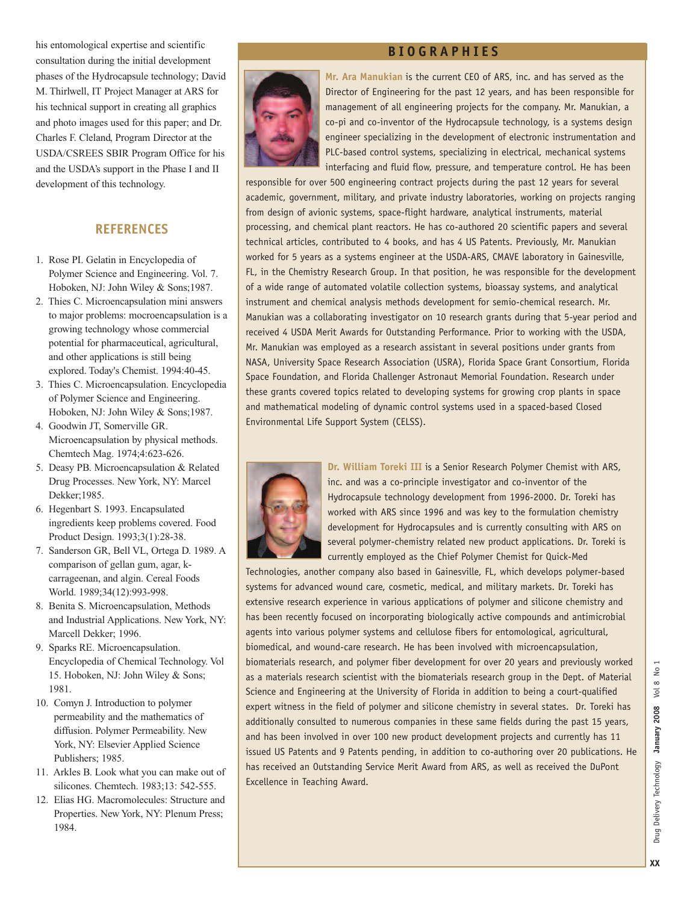his entomological expertise and scientific consultation during the initial development phases of the Hydrocapsule technology; David M. Thirlwell, IT Project Manager at ARS for his technical support in creating all graphics and photo images used for this paper; and Dr. Charles F. Cleland, Program Director at the USDA/CSREES SBIR Program Office for his and the USDA's support in the Phase I and II development of this technology.

## REFERENCES

1. Rose PI. Gelatin in Encyclopedia of Polymer Science and Engineering. Vol. 7. Hoboken, NJ: John Wiley & Sons;1987.
2. Thies C. Microencapsulation mini answers to major problems: mocroencapsulation is a growing technology whose commercial potential for pharmaceutical, agricultural, and other applications is still being explored. Today's Chemist. 1994:40-45.
3. Thies C. Microencapsulation. Encyclopedia of Polymer Science and Engineering. Hoboken, NJ: John Wiley & Sons;1987.
4. Goodwin JT, Somerville GR. Microencapsulation by physical methods. Chemtech Mag. 1974;4:623-626.
5. Deasy PB. Microencapsulation & Related Drug Processes. New York, NY: Marcel Dekker;1985.
6. Hegenbart S. 1993. Encapsulated ingredients keep problems covered. Food Product Design. 1993;3(1):28-38.
7. Sanderson GR, Bell VL, Ortega D. 1989. A comparison of gellan gum, agar, k-carrageenan, and algin. Cereal Foods World. 1989;34(12):993-998.
8. Benita S. Microencapsulation, Methods and Industrial Applications. New York, NY: Marcell Dekker; 1996.
9. Sparks RE. Microencapsulation. Encyclopedia of Chemical Technology. Vol 15. Hoboken, NJ: John Wiley & Sons; 1981.
10. Comyn J. Introduction to polymer permeability and the mathematics of diffusion. Polymer Permeability. New York, NY: Elsevier Applied Science Publishers; 1985.
11. Arkles B. Look what you can make out of silicones. Chemtech. 1983;13: 542-555.
12. Elias HG. Macromolecules: Structure and Properties. New York, NY: Plenum Press; 1984.

## BIOGRAPHIES

**Mr. Ara Manukian** is the current CEO of ARS, inc. and has served as the Director of Engineering for the past 12 years, and has been responsible for management of all engineering projects for the company. Mr. Manukian, a co-pi and co-inventor of the Hydrocapsule technology, is a systems design engineer specializing in the development of electronic instrumentation and PLC-based control systems, specializing in electrical, mechanical systems interfacing and fluid flow, pressure, and temperature control. He has been responsible for over 500 engineering contract projects during the past 12 years for several academic, government, military, and private industry laboratories, working on projects ranging from design of avionic systems, space-flight hardware, analytical instruments, material processing, and chemical plant reactors. He has co-authored 20 scientific papers and several technical articles, contributed to 4 books, and has 4 US Patents. Previously, Mr. Manukian worked for 5 years as a systems engineer at the USDA-ARS, CMAVE laboratory in Gainesville, FL, in the Chemistry Research Group. In that position, he was responsible for the development of a wide range of automated volatile collection systems, bioassay systems, and analytical instrument and chemical analysis methods development for semio-chemical research. Mr. Manukian was a collaborating investigator on 10 research grants during that 5-year period and received 4 USDA Merit Awards for Outstanding Performance. Prior to working with the USDA, Mr. Manukian was employed as a research assistant in several positions under grants from NASA, University Space Research Association (USRA), Florida Space Grant Consortium, Florida Space Foundation, and Florida Challenger Astronaut Memorial Foundation. Research under these grants covered topics related to developing systems for growing crop plants in space and mathematical modeling of dynamic control systems used in a spaced-based Closed Environmental Life Support System (CELSS).

**Dr. William Toreki III** is a Senior Research Polymer Chemist with ARS, inc. and was a co-principle investigator and co-inventor of the Hydrocapsule technology development from 1996-2000. Dr. Toreki has worked with ARS since 1996 and was key to the formulation chemistry development for Hydrocapsules and is currently consulting with ARS on several polymer-chemistry related new product applications. Dr. Toreki is currently employed as the Chief Polymer Chemist for Quick-Med Technologies, another company also based in Gainesville, FL, which develops polymer-based systems for advanced wound care, cosmetic, medical, and military markets. Dr. Toreki has extensive research experience in various applications of polymer and silicone chemistry and has been recently focused on incorporating biologically active compounds and antimicrobial agents into various polymer systems and cellulose fibers for entomological, agricultural, biomedical, and wound-care research. He has been involved with microencapsulation, biomaterials research, and polymer fiber development for over 20 years and previously worked as a materials research scientist with the biomaterials research group in the Dept. of Material Science and Engineering at the University of Florida in addition to being a court-qualified expert witness in the field of polymer and silicone chemistry in several states. Dr. Toreki has additionally consulted to numerous companies in these same fields during the past 15 years, and has been involved in over 100 new product development projects and currently has 11 issued US Patents and 9 Patents pending, in addition to co-authoring over 20 publications. He has received an Outstanding Service Merit Award from ARS, as well as received the DuPont Excellence in Teaching Award.